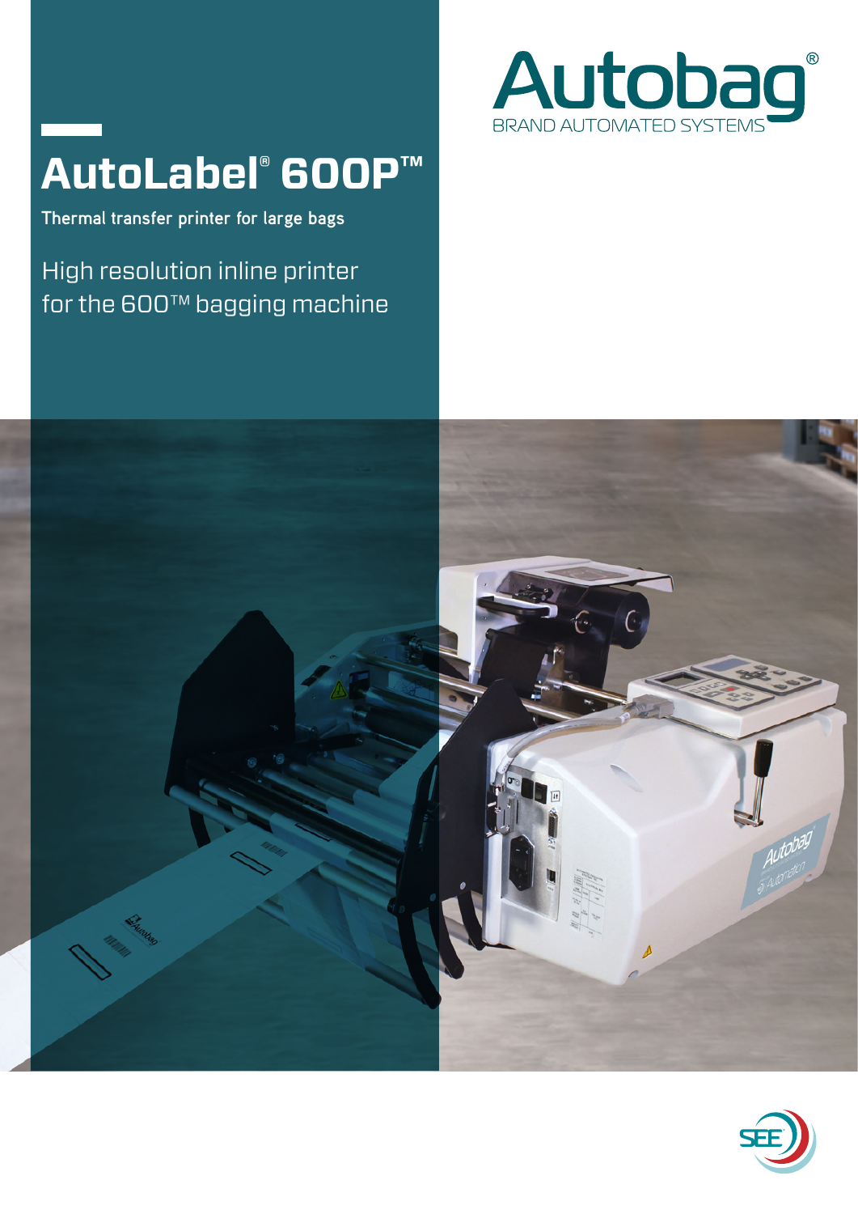# AutoLabel® 600P™

**Thermal transfer printer for large bags**

High resolution inline printer for the 600™ bagging machine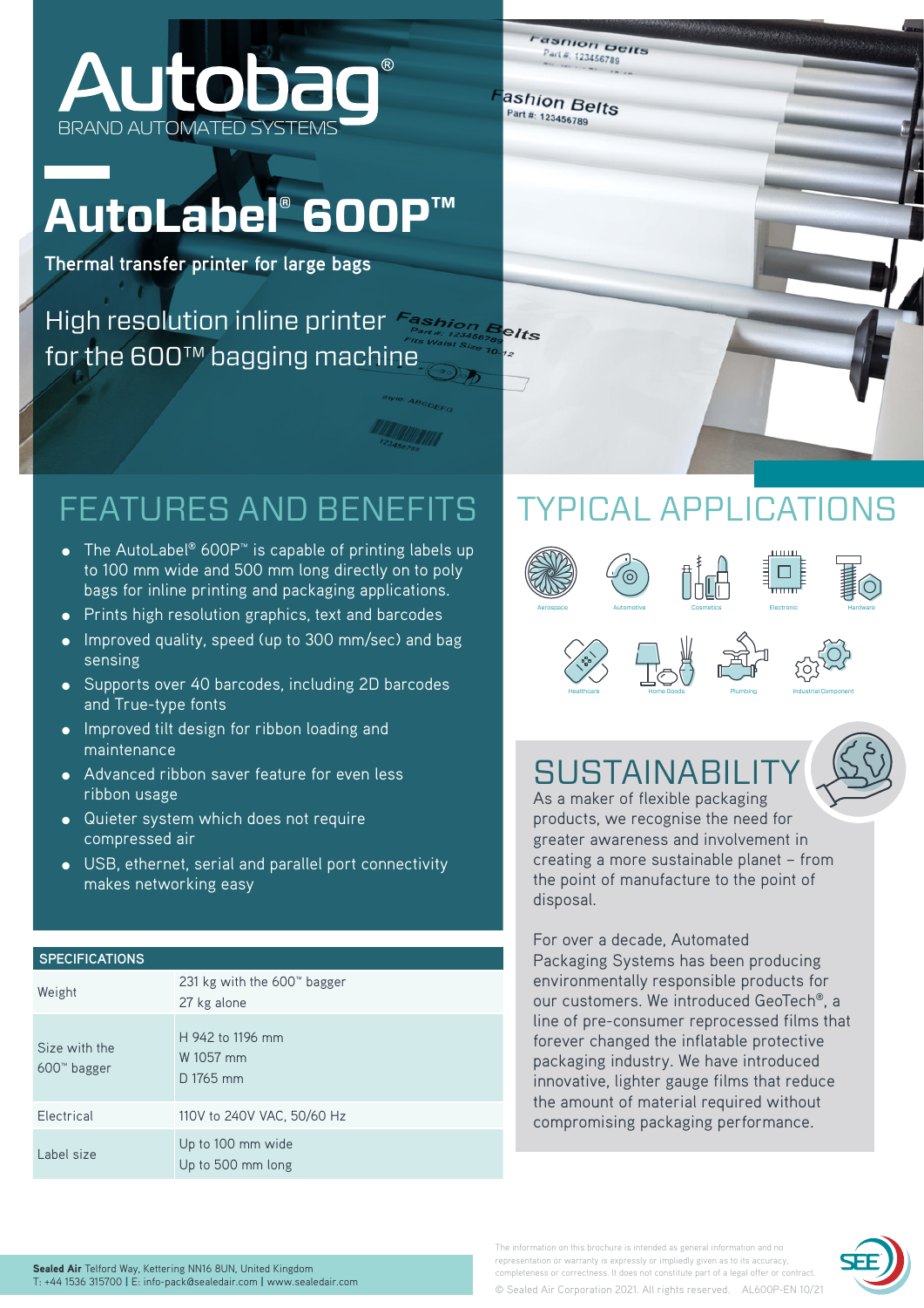# Autobag®

BRAND AUTOMATED SYSTEMS

## AutoLabel® 600P™

**Thermal transfer printer for large bags**

High resolution inline printer for the 600™ bagging machine

## FEATURES AND BENEFITS

- The AutoLabel® 600P™ is capable of printing labels up to 100 mm wide and 500 mm long directly on to poly bags for inline printing and packaging applications.
- Prints high resolution graphics, text and barcodes
- Improved quality, speed (up to 300 mm/sec) and bag sensing
- Supports over 40 barcodes, including 2D barcodes and True-type fonts
- Improved tilt design for ribbon loading and maintenance
- Advanced ribbon saver feature for even less ribbon usage
- Quieter system which does not require compressed air
- USB, ethernet, serial and parallel port connectivity makes networking easy

## TYPICAL APPLICATIONS

Aerospace
Automotive
Cosmetics
Electronic
Hardware
Healthcare
Home Goods
Plumbing
Industrial Component

## SPECIFICATIONS

| | |
|---|---|
| Weight | 231 kg with the 600™ bagger<br>27 kg alone |
| Size with the 600™ bagger | H 942 to 1196 mm<br>W 1057 mm<br>D 1765 mm |
| Electrical | 110V to 240V VAC, 50/60 Hz |
| Label size | Up to 100 mm wide<br>Up to 500 mm long |

## SUSTAINABILITY

As a maker of flexible packaging products, we recognise the need for greater awareness and involvement in creating a more sustainable planet – from the point of manufacture to the point of disposal.

For over a decade, Automated Packaging Systems has been producing environmentally responsible products for our customers. We introduced GeoTech®, a line of pre-consumer reprocessed films that forever changed the inflatable protective packaging industry. We have introduced innovative, lighter gauge films that reduce the amount of material required without compromising packaging performance.

**Sealed Air** Telford Way, Kettering NN16 8UN, United Kingdom
T: +44 1536 315700 | E: info-pack@sealedair.com | www.sealedair.com

The information on this brochure is intended as general information and no representation or warranty is expressly or impliedly given as to its accuracy, completeness or correctness. It does not constitute part of a legal offer or contract.

© Sealed Air Corporation 2021. All rights reserved. AL600P-EN 10/21